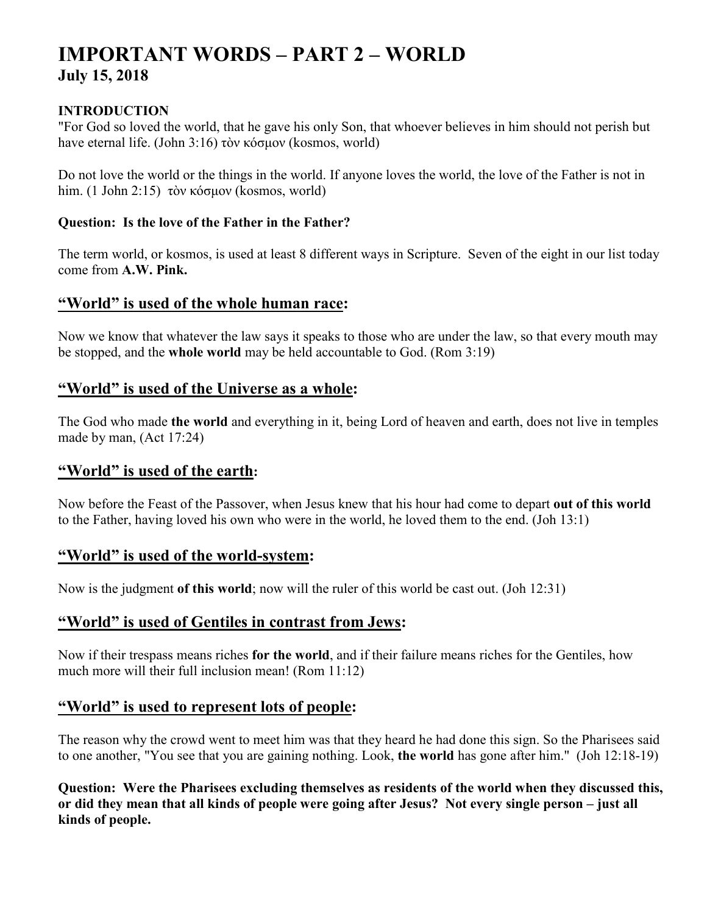# IMPORTANT WORDS – PART 2 – WORLD

## July 15, 2018

### INTRODUCTION

"For God so loved the world, that he gave his only Son, that whoever believes in him should not perish but have eternal life. (John 3:16) τὸν κόσμον (kosmos, world)

Do not love the world or the things in the world. If anyone loves the world, the love of the Father is not in him. (1 John 2:15) τὸν κόσμον (kosmos, world)

**Question: Is the love of the Father in the Father?**

The term world, or kosmos, is used at least 8 different ways in Scripture. Seven of the eight in our list today come from **A.W. Pink.**

## "World" is used of the whole human race:

Now we know that whatever the law says it speaks to those who are under the law, so that every mouth may be stopped, and the **whole world** may be held accountable to God. (Rom 3:19)

## "World" is used of the Universe as a whole:

The God who made **the world** and everything in it, being Lord of heaven and earth, does not live in temples made by man, (Act 17:24)

## "World" is used of the earth:

Now before the Feast of the Passover, when Jesus knew that his hour had come to depart **out of this world** to the Father, having loved his own who were in the world, he loved them to the end. (Joh 13:1)

## "World" is used of the world-system:

Now is the judgment **of this world**; now will the ruler of this world be cast out. (Joh 12:31)

## "World" is used of Gentiles in contrast from Jews:

Now if their trespass means riches **for the world**, and if their failure means riches for the Gentiles, how much more will their full inclusion mean! (Rom 11:12)

## "World" is used to represent lots of people:

The reason why the crowd went to meet him was that they heard he had done this sign. So the Pharisees said to one another, "You see that you are gaining nothing. Look, **the world** has gone after him." (Joh 12:18-19)

**Question: Were the Pharisees excluding themselves as residents of the world when they discussed this, or did they mean that all kinds of people were going after Jesus? Not every single person – just all kinds of people.**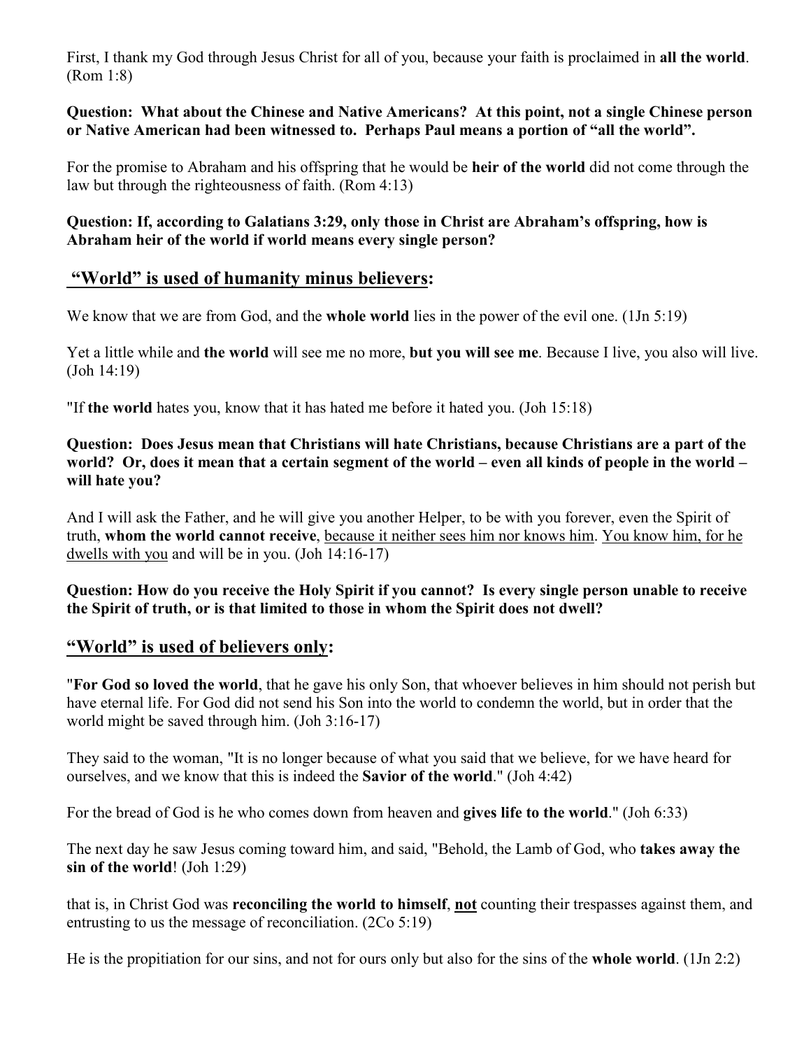First, I thank my God through Jesus Christ for all of you, because your faith is proclaimed in **all the world**. (Rom 1:8)

**Question: What about the Chinese and Native Americans? At this point, not a single Chinese person or Native American had been witnessed to. Perhaps Paul means a portion of "all the world".**

For the promise to Abraham and his offspring that he would be **heir of the world** did not come through the law but through the righteousness of faith. (Rom 4:13)

**Question: If, according to Galatians 3:29, only those in Christ are Abraham's offspring, how is Abraham heir of the world if world means every single person?**

## <u>"World" is used of humanity minus believers</u>:

We know that we are from God, and the **whole world** lies in the power of the evil one. (1Jn 5:19)

Yet a little while and **the world** will see me no more, **but you will see me**. Because I live, you also will live. (Joh 14:19)

"If **the world** hates you, know that it has hated me before it hated you. (Joh 15:18)

**Question: Does Jesus mean that Christians will hate Christians, because Christians are a part of the world? Or, does it mean that a certain segment of the world – even all kinds of people in the world – will hate you?**

And I will ask the Father, and he will give you another Helper, to be with you forever, even the Spirit of truth, **whom the world cannot receive**, <u>because it neither sees him nor knows him</u>. <u>You know him, for he dwells with you</u> and will be in you. (Joh 14:16-17)

**Question: How do you receive the Holy Spirit if you cannot? Is every single person unable to receive the Spirit of truth, or is that limited to those in whom the Spirit does not dwell?**

## <u>"World" is used of believers only</u>:

"**For God so loved the world**, that he gave his only Son, that whoever believes in him should not perish but have eternal life. For God did not send his Son into the world to condemn the world, but in order that the world might be saved through him. (Joh 3:16-17)

They said to the woman, "It is no longer because of what you said that we believe, for we have heard for ourselves, and we know that this is indeed the **Savior of the world**." (Joh 4:42)

For the bread of God is he who comes down from heaven and **gives life to the world**." (Joh 6:33)

The next day he saw Jesus coming toward him, and said, "Behold, the Lamb of God, who **takes away the sin of the world**! (Joh 1:29)

that is, in Christ God was **reconciling the world to himself**, **<u>not</u>** counting their trespasses against them, and entrusting to us the message of reconciliation. (2Co 5:19)

He is the propitiation for our sins, and not for ours only but also for the sins of the **whole world**. (1Jn 2:2)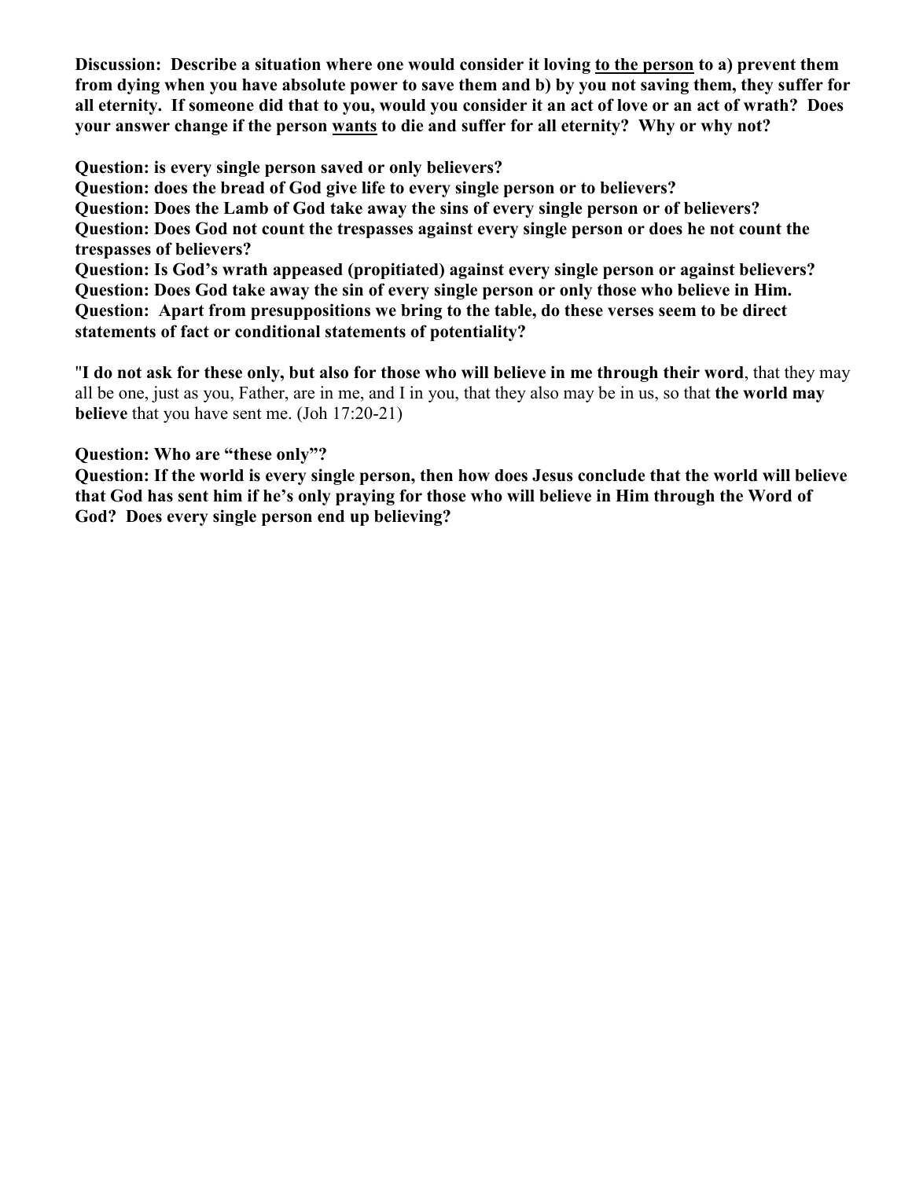**Discussion: Describe a situation where one would consider it loving <u>to the person</u> to a) prevent them from dying when you have absolute power to save them and b) by you not saving them, they suffer for all eternity. If someone did that to you, would you consider it an act of love or an act of wrath? Does your answer change if the person <u>wants</u> to die and suffer for all eternity? Why or why not?**

**Question: is every single person saved or only believers?**
**Question: does the bread of God give life to every single person or to believers?**
**Question: Does the Lamb of God take away the sins of every single person or of believers?**
**Question: Does God not count the trespasses against every single person or does he not count the trespasses of believers?**
**Question: Is God's wrath appeased (propitiated) against every single person or against believers?**
**Question: Does God take away the sin of every single person or only those who believe in Him.**
**Question: Apart from presuppositions we bring to the table, do these verses seem to be direct statements of fact or conditional statements of potentiality?**

"**I do not ask for these only, but also for those who will believe in me through their word**, that they may all be one, just as you, Father, are in me, and I in you, that they also may be in us, so that **the world may believe** that you have sent me. (Joh 17:20-21)

**Question: Who are "these only"?**
**Question: If the world is every single person, then how does Jesus conclude that the world will believe that God has sent him if he's only praying for those who will believe in Him through the Word of God? Does every single person end up believing?**